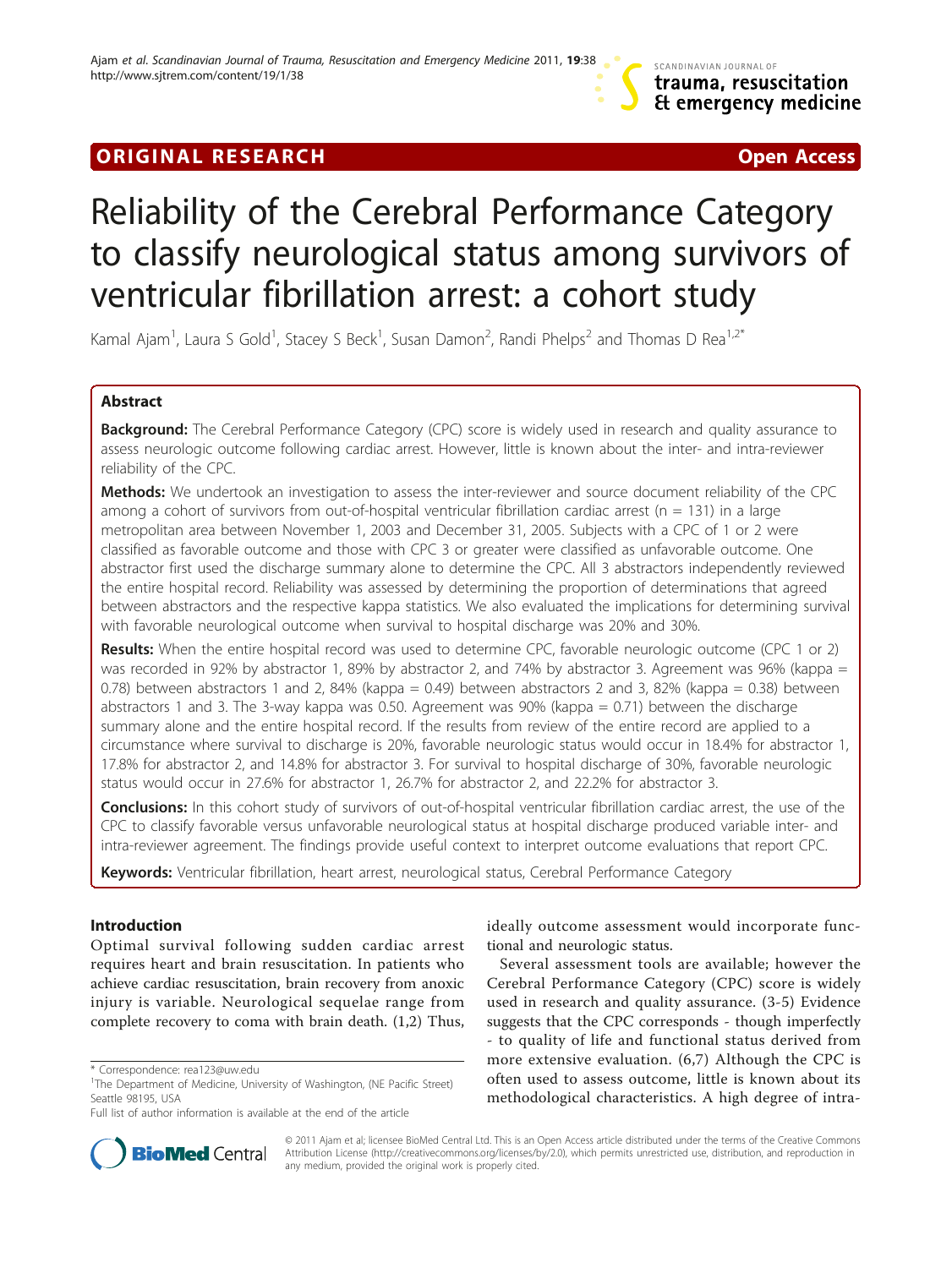ORIGINAL RESEARCH Open Access

# Reliability of the Cerebral Performance Category to classify neurological status among survivors of ventricular fibrillation arrest: a cohort study

Kamal Ajam[1], Laura S Gold[1], Stacey S Beck[1], Susan Damon[2], Randi Phelps[2] and Thomas D Rea[1,2*]

## Abstract

**Background:** The Cerebral Performance Category (CPC) score is widely used in research and quality assurance to assess neurologic outcome following cardiac arrest. However, little is known about the inter- and intra-reviewer reliability of the CPC.

**Methods:** We undertook an investigation to assess the inter-reviewer and source document reliability of the CPC among a cohort of survivors from out-of-hospital ventricular fibrillation cardiac arrest (n = 131) in a large metropolitan area between November 1, 2003 and December 31, 2005. Subjects with a CPC of 1 or 2 were classified as favorable outcome and those with CPC 3 or greater were classified as unfavorable outcome. One abstractor first used the discharge summary alone to determine the CPC. All 3 abstractors independently reviewed the entire hospital record. Reliability was assessed by determining the proportion of determinations that agreed between abstractors and the respective kappa statistics. We also evaluated the implications for determining survival with favorable neurological outcome when survival to hospital discharge was 20% and 30%.

**Results:** When the entire hospital record was used to determine CPC, favorable neurologic outcome (CPC 1 or 2) was recorded in 92% by abstractor 1, 89% by abstractor 2, and 74% by abstractor 3. Agreement was 96% (kappa = 0.78) between abstractors 1 and 2, 84% (kappa = 0.49) between abstractors 2 and 3, 82% (kappa = 0.38) between abstractors 1 and 3. The 3-way kappa was 0.50. Agreement was 90% (kappa = 0.71) between the discharge summary alone and the entire hospital record. If the results from review of the entire record are applied to a circumstance where survival to discharge is 20%, favorable neurologic status would occur in 18.4% for abstractor 1, 17.8% for abstractor 2, and 14.8% for abstractor 3. For survival to hospital discharge of 30%, favorable neurologic status would occur in 27.6% for abstractor 1, 26.7% for abstractor 2, and 22.2% for abstractor 3.

**Conclusions:** In this cohort study of survivors of out-of-hospital ventricular fibrillation cardiac arrest, the use of the CPC to classify favorable versus unfavorable neurological status at hospital discharge produced variable inter- and intra-reviewer agreement. The findings provide useful context to interpret outcome evaluations that report CPC.

**Keywords:** Ventricular fibrillation, heart arrest, neurological status, Cerebral Performance Category

## Introduction

Optimal survival following sudden cardiac arrest requires heart and brain resuscitation. In patients who achieve cardiac resuscitation, brain recovery from anoxic injury is variable. Neurological sequelae range from complete recovery to coma with brain death. (1,2) Thus, ideally outcome assessment would incorporate functional and neurologic status.

Several assessment tools are available; however the Cerebral Performance Category (CPC) score is widely used in research and quality assurance. (3-5) Evidence suggests that the CPC corresponds - though imperfectly - to quality of life and functional status derived from more extensive evaluation. (6,7) Although the CPC is often used to assess outcome, little is known about its methodological characteristics. A high degree of intra-

\* Correspondence: rea123@uw.edu

[1]The Department of Medicine, University of Washington, (NE Pacific Street) Seattle 98195, USA

Full list of author information is available at the end of the article

© 2011 Ajam et al; licensee BioMed Central Ltd. This is an Open Access article distributed under the terms of the Creative Commons Attribution License (http://creativecommons.org/licenses/by/2.0), which permits unrestricted use, distribution, and reproduction in any medium, provided the original work is properly cited.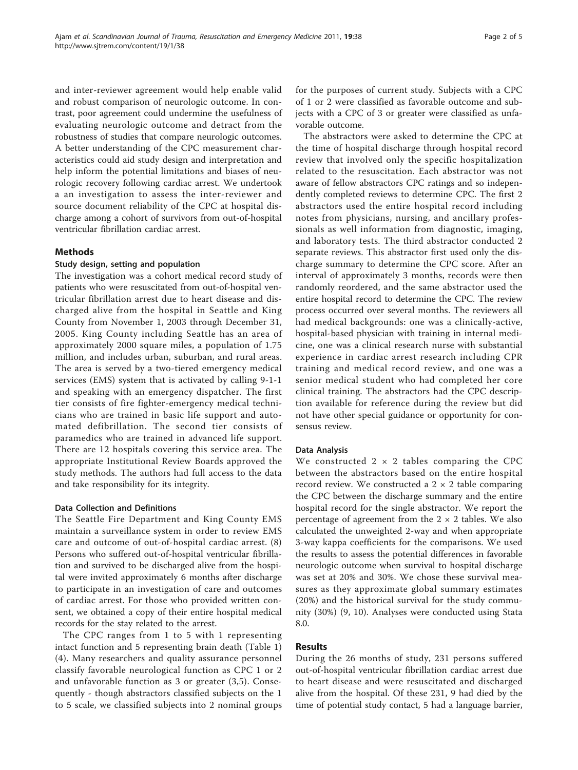and inter-reviewer agreement would help enable valid and robust comparison of neurologic outcome. In contrast, poor agreement could undermine the usefulness of evaluating neurologic outcome and detract from the robustness of studies that compare neurologic outcomes. A better understanding of the CPC measurement characteristics could aid study design and interpretation and help inform the potential limitations and biases of neurologic recovery following cardiac arrest. We undertook a an investigation to assess the inter-reviewer and source document reliability of the CPC at hospital discharge among a cohort of survivors from out-of-hospital ventricular fibrillation cardiac arrest.

## Methods

### Study design, setting and population

The investigation was a cohort medical record study of patients who were resuscitated from out-of-hospital ventricular fibrillation arrest due to heart disease and discharged alive from the hospital in Seattle and King County from November 1, 2003 through December 31, 2005. King County including Seattle has an area of approximately 2000 square miles, a population of 1.75 million, and includes urban, suburban, and rural areas. The area is served by a two-tiered emergency medical services (EMS) system that is activated by calling 9-1-1 and speaking with an emergency dispatcher. The first tier consists of fire fighter-emergency medical technicians who are trained in basic life support and automated defibrillation. The second tier consists of paramedics who are trained in advanced life support. There are 12 hospitals covering this service area. The appropriate Institutional Review Boards approved the study methods. The authors had full access to the data and take responsibility for its integrity.

### Data Collection and Definitions

The Seattle Fire Department and King County EMS maintain a surveillance system in order to review EMS care and outcome of out-of-hospital cardiac arrest. (8) Persons who suffered out-of-hospital ventricular fibrillation and survived to be discharged alive from the hospital were invited approximately 6 months after discharge to participate in an investigation of care and outcomes of cardiac arrest. For those who provided written consent, we obtained a copy of their entire hospital medical records for the stay related to the arrest.

The CPC ranges from 1 to 5 with 1 representing intact function and 5 representing brain death (Table 1) (4). Many researchers and quality assurance personnel classify favorable neurological function as CPC 1 or 2 and unfavorable function as 3 or greater (3,5). Consequently - though abstractors classified subjects on the 1 to 5 scale, we classified subjects into 2 nominal groups for the purposes of current study. Subjects with a CPC of 1 or 2 were classified as favorable outcome and subjects with a CPC of 3 or greater were classified as unfavorable outcome.

The abstractors were asked to determine the CPC at the time of hospital discharge through hospital record review that involved only the specific hospitalization related to the resuscitation. Each abstractor was not aware of fellow abstractors CPC ratings and so independently completed reviews to determine CPC. The first 2 abstractors used the entire hospital record including notes from physicians, nursing, and ancillary professionals as well information from diagnostic, imaging, and laboratory tests. The third abstractor conducted 2 separate reviews. This abstractor first used only the discharge summary to determine the CPC score. After an interval of approximately 3 months, records were then randomly reordered, and the same abstractor used the entire hospital record to determine the CPC. The review process occurred over several months. The reviewers all had medical backgrounds: one was a clinically-active, hospital-based physician with training in internal medicine, one was a clinical research nurse with substantial experience in cardiac arrest research including CPR training and medical record review, and one was a senior medical student who had completed her core clinical training. The abstractors had the CPC description available for reference during the review but did not have other special guidance or opportunity for consensus review.

### Data Analysis

We constructed 2 × 2 tables comparing the CPC between the abstractors based on the entire hospital record review. We constructed a 2 × 2 table comparing the CPC between the discharge summary and the entire hospital record for the single abstractor. We report the percentage of agreement from the 2 × 2 tables. We also calculated the unweighted 2-way and when appropriate 3-way kappa coefficients for the comparisons. We used the results to assess the potential differences in favorable neurologic outcome when survival to hospital discharge was set at 20% and 30%. We chose these survival measures as they approximate global summary estimates (20%) and the historical survival for the study community (30%) (9, 10). Analyses were conducted using Stata 8.0.

## Results

During the 26 months of study, 231 persons suffered out-of-hospital ventricular fibrillation cardiac arrest due to heart disease and were resuscitated and discharged alive from the hospital. Of these 231, 9 had died by the time of potential study contact, 5 had a language barrier,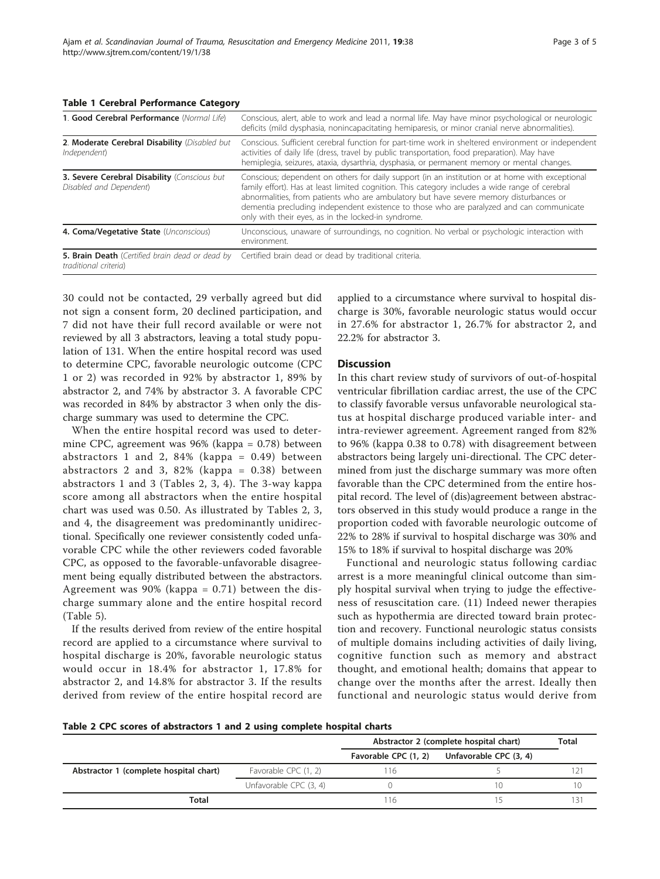**Table 1 Cerebral Performance Category**

| | |
|---|---|
| 1. **Good Cerebral Performance** (*Normal Life*) | Conscious, alert, able to work and lead a normal life. May have minor psychological or neurologic deficits (mild dysphasia, nonincapacitating hemiparesis, or minor cranial nerve abnormalities). |
| 2. **Moderate Cerebral Disability** (*Disabled but Independent*) | Conscious. Sufficient cerebral function for part-time work in sheltered environment or independent activities of daily life (dress, travel by public transportation, food preparation). May have hemiplegia, seizures, ataxia, dysarthria, dysphasia, or permanent memory or mental changes. |
| **3. Severe Cerebral Disability** (*Conscious but Disabled and Dependent*) | Conscious; dependent on others for daily support (in an institution or at home with exceptional family effort). Has at least limited cognition. This category includes a wide range of cerebral abnormalities, from patients who are ambulatory but have severe memory disturbances or dementia precluding independent existence to those who are paralyzed and can communicate only with their eyes, as in the locked-in syndrome. |
| **4. Coma/Vegetative State** (*Unconscious*) | Unconscious, unaware of surroundings, no cognition. No verbal or psychologic interaction with environment. |
| **5. Brain Death** (*Certified brain dead or dead by traditional criteria*) | Certified brain dead or dead by traditional criteria. |

30 could not be contacted, 29 verbally agreed but did not sign a consent form, 20 declined participation, and 7 did not have their full record available or were not reviewed by all 3 abstractors, leaving a total study population of 131. When the entire hospital record was used to determine CPC, favorable neurologic outcome (CPC 1 or 2) was recorded in 92% by abstractor 1, 89% by abstractor 2, and 74% by abstractor 3. A favorable CPC was recorded in 84% by abstractor 3 when only the discharge summary was used to determine the CPC.

When the entire hospital record was used to determine CPC, agreement was 96% (kappa = 0.78) between abstractors 1 and 2, 84% (kappa = 0.49) between abstractors 2 and 3, 82% (kappa = 0.38) between abstractors 1 and 3 (Tables 2, 3, 4). The 3-way kappa score among all abstractors when the entire hospital chart was used was 0.50. As illustrated by Tables 2, 3, and 4, the disagreement was predominantly unidirectional. Specifically one reviewer consistently coded unfavorable CPC while the other reviewers coded favorable CPC, as opposed to the favorable-unfavorable disagreement being equally distributed between the abstractors. Agreement was 90% (kappa = 0.71) between the discharge summary alone and the entire hospital record (Table 5).

If the results derived from review of the entire hospital record are applied to a circumstance where survival to hospital discharge is 20%, favorable neurologic status would occur in 18.4% for abstractor 1, 17.8% for abstractor 2, and 14.8% for abstractor 3. If the results derived from review of the entire hospital record are applied to a circumstance where survival to hospital discharge is 30%, favorable neurologic status would occur in 27.6% for abstractor 1, 26.7% for abstractor 2, and 22.2% for abstractor 3.

## Discussion

In this chart review study of survivors of out-of-hospital ventricular fibrillation cardiac arrest, the use of the CPC to classify favorable versus unfavorable neurological status at hospital discharge produced variable inter- and intra-reviewer agreement. Agreement ranged from 82% to 96% (kappa 0.38 to 0.78) with disagreement between abstractors being largely uni-directional. The CPC determined from just the discharge summary was more often favorable than the CPC determined from the entire hospital record. The level of (dis)agreement between abstractors observed in this study would produce a range in the proportion coded with favorable neurologic outcome of 22% to 28% if survival to hospital discharge was 30% and 15% to 18% if survival to hospital discharge was 20%

Functional and neurologic status following cardiac arrest is a more meaningful clinical outcome than simply hospital survival when trying to judge the effectiveness of resuscitation care. (11) Indeed newer therapies such as hypothermia are directed toward brain protection and recovery. Functional neurologic status consists of multiple domains including activities of daily living, cognitive function such as memory and abstract thought, and emotional health; domains that appear to change over the months after the arrest. Ideally then functional and neurologic status would derive from

**Table 2 CPC scores of abstractors 1 and 2 using complete hospital charts**

| | | Abstractor 2 (complete hospital chart) | | Total |
|---|---|---|---|---|
| | | Favorable CPC (1, 2) | Unfavorable CPC (3, 4) | |
| **Abstractor 1 (complete hospital chart)** | Favorable CPC (1, 2) | 116 | 5 | 121 |
| | Unfavorable CPC (3, 4) | 0 | 10 | 10 |
| **Total** | | 116 | 15 | 131 |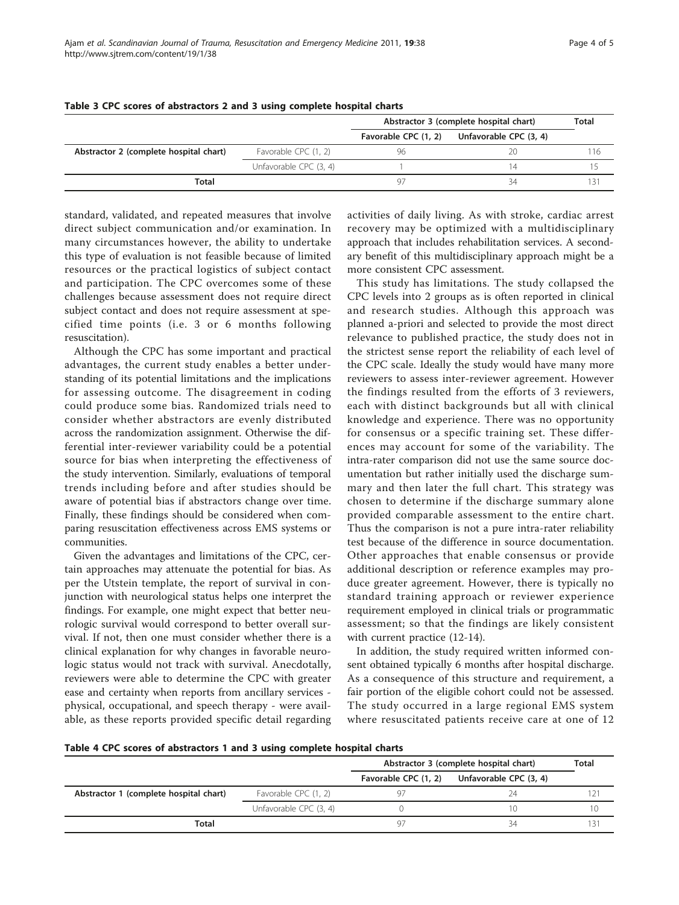**Table 3 CPC scores of abstractors 2 and 3 using complete hospital charts**

| | | Abstractor 3 (complete hospital chart) | | Total |
|---|---|---|---|---|
| | | Favorable CPC (1, 2) | Unfavorable CPC (3, 4) | |
| **Abstractor 2 (complete hospital chart)** | Favorable CPC (1, 2) | 96 | 20 | 116 |
| | Unfavorable CPC (3, 4) | 1 | 14 | 15 |
| **Total** | | 97 | 34 | 131 |

standard, validated, and repeated measures that involve direct subject communication and/or examination. In many circumstances however, the ability to undertake this type of evaluation is not feasible because of limited resources or the practical logistics of subject contact and participation. The CPC overcomes some of these challenges because assessment does not require direct subject contact and does not require assessment at specified time points (i.e. 3 or 6 months following resuscitation).

Although the CPC has some important and practical advantages, the current study enables a better understanding of its potential limitations and the implications for assessing outcome. The disagreement in coding could produce some bias. Randomized trials need to consider whether abstractors are evenly distributed across the randomization assignment. Otherwise the differential inter-reviewer variability could be a potential source for bias when interpreting the effectiveness of the study intervention. Similarly, evaluations of temporal trends including before and after studies should be aware of potential bias if abstractors change over time. Finally, these findings should be considered when comparing resuscitation effectiveness across EMS systems or communities.

Given the advantages and limitations of the CPC, certain approaches may attenuate the potential for bias. As per the Utstein template, the report of survival in conjunction with neurological status helps one interpret the findings. For example, one might expect that better neurologic survival would correspond to better overall survival. If not, then one must consider whether there is a clinical explanation for why changes in favorable neurologic status would not track with survival. Anecdotally, reviewers were able to determine the CPC with greater ease and certainty when reports from ancillary services - physical, occupational, and speech therapy - were available, as these reports provided specific detail regarding activities of daily living. As with stroke, cardiac arrest recovery may be optimized with a multidisciplinary approach that includes rehabilitation services. A secondary benefit of this multidisciplinary approach might be a more consistent CPC assessment.

This study has limitations. The study collapsed the CPC levels into 2 groups as is often reported in clinical and research studies. Although this approach was planned a-priori and selected to provide the most direct relevance to published practice, the study does not in the strictest sense report the reliability of each level of the CPC scale. Ideally the study would have many more reviewers to assess inter-reviewer agreement. However the findings resulted from the efforts of 3 reviewers, each with distinct backgrounds but all with clinical knowledge and experience. There was no opportunity for consensus or a specific training set. These differences may account for some of the variability. The intra-rater comparison did not use the same source documentation but rather initially used the discharge summary and then later the full chart. This strategy was chosen to determine if the discharge summary alone provided comparable assessment to the entire chart. Thus the comparison is not a pure intra-rater reliability test because of the difference in source documentation. Other approaches that enable consensus or provide additional description or reference examples may produce greater agreement. However, there is typically no standard training approach or reviewer experience requirement employed in clinical trials or programmatic assessment; so that the findings are likely consistent with current practice (12-14).

In addition, the study required written informed consent obtained typically 6 months after hospital discharge. As a consequence of this structure and requirement, a fair portion of the eligible cohort could not be assessed. The study occurred in a large regional EMS system where resuscitated patients receive care at one of 12

**Table 4 CPC scores of abstractors 1 and 3 using complete hospital charts**

| | | Abstractor 3 (complete hospital chart) | | Total |
|---|---|---|---|---|
| | | Favorable CPC (1, 2) | Unfavorable CPC (3, 4) | |
| **Abstractor 1 (complete hospital chart)** | Favorable CPC (1, 2) | 97 | 24 | 121 |
| | Unfavorable CPC (3, 4) | 0 | 10 | 10 |
| **Total** | | 97 | 34 | 131 |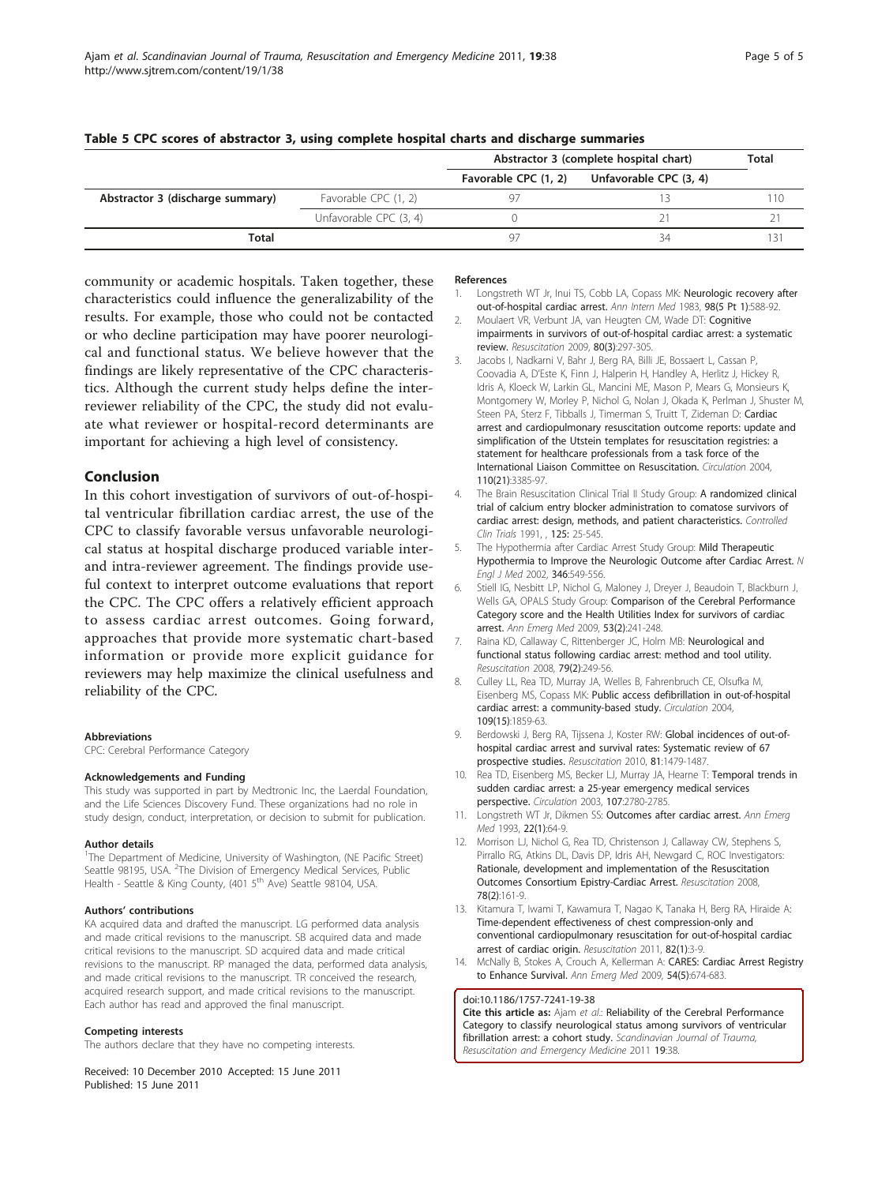**Table 5 CPC scores of abstractor 3, using complete hospital charts and discharge summaries**

| | | Abstractor 3 (complete hospital chart) | | Total |
|---|---|---|---|---|
| | | Favorable CPC (1, 2) | Unfavorable CPC (3, 4) | |
| **Abstractor 3 (discharge summary)** | Favorable CPC (1, 2) | 97 | 13 | 110 |
| | Unfavorable CPC (3, 4) | 0 | 21 | 21 |
| **Total** | | 97 | 34 | 131 |

community or academic hospitals. Taken together, these characteristics could influence the generalizability of the results. For example, those who could not be contacted or who decline participation may have poorer neurological and functional status. We believe however that the findings are likely representative of the CPC characteristics. Although the current study helps define the inter-reviewer reliability of the CPC, the study did not evaluate what reviewer or hospital-record determinants are important for achieving a high level of consistency.

## Conclusion

In this cohort investigation of survivors of out-of-hospital ventricular fibrillation cardiac arrest, the use of the CPC to classify favorable versus unfavorable neurological status at hospital discharge produced variable inter- and intra-reviewer agreement. The findings provide useful context to interpret outcome evaluations that report the CPC. The CPC offers a relatively efficient approach to assess cardiac arrest outcomes. Going forward, approaches that provide more systematic chart-based information or provide more explicit guidance for reviewers may help maximize the clinical usefulness and reliability of the CPC.

#### Abbreviations

CPC: Cerebral Performance Category

#### Acknowledgements and Funding

This study was supported in part by Medtronic Inc, the Laerdal Foundation, and the Life Sciences Discovery Fund. These organizations had no role in study design, conduct, interpretation, or decision to submit for publication.

#### Author details

[1]The Department of Medicine, University of Washington, (NE Pacific Street) Seattle 98195, USA. [2]The Division of Emergency Medical Services, Public Health - Seattle & King County, (401 5th Ave) Seattle 98104, USA.

#### Authors' contributions

KA acquired data and drafted the manuscript. LG performed data analysis and made critical revisions to the manuscript. SB acquired data and made critical revisions to the manuscript. SD acquired data and made critical revisions to the manuscript. RP managed the data, performed data analysis, and made critical revisions to the manuscript. TR conceived the research, acquired research support, and made critical revisions to the manuscript. Each author has read and approved the final manuscript.

#### Competing interests

The authors declare that they have no competing interests.

Received: 10 December 2010 Accepted: 15 June 2011
Published: 15 June 2011

#### References

1. Longstreth WT Jr, Inui TS, Cobb LA, Copass MK: **Neurologic recovery after out-of-hospital cardiac arrest.** *Ann Intern Med* 1983, **98(5 Pt 1)**:588-92.
2. Moulaert VR, Verbunt JA, van Heugten CM, Wade DT: **Cognitive impairments in survivors of out-of-hospital cardiac arrest: a systematic review.** *Resuscitation* 2009, **80(3)**:297-305.
3. Jacobs I, Nadkarni V, Bahr J, Berg RA, Billi JE, Bossaert L, Cassan P, Coovadia A, D'Este K, Finn J, Halperin H, Handley A, Herlitz J, Hickey R, Idris A, Kloeck W, Larkin GL, Mancini ME, Mason P, Mears G, Monsieurs K, Montgomery W, Morley P, Nichol G, Nolan J, Okada K, Perlman J, Shuster M, Steen PA, Sterz F, Tibballs J, Timerman S, Truitt T, Zideman D: **Cardiac arrest and cardiopulmonary resuscitation outcome reports: update and simplification of the Utstein templates for resuscitation registries: a statement for healthcare professionals from a task force of the International Liaison Committee on Resuscitation.** *Circulation* 2004, **110(21)**:3385-97.
4. The Brain Resuscitation Clinical Trial II Study Group: **A randomized clinical trial of calcium entry blocker administration to comatose survivors of cardiac arrest: design, methods, and patient characteristics.** *Controlled Clin Trials* 1991, , **125**: 25-545.
5. The Hypothermia after Cardiac Arrest Study Group: **Mild Therapeutic Hypothermia to Improve the Neurologic Outcome after Cardiac Arrest.** *N Engl J Med* 2002, **346**:549-556.
6. Stiell IG, Nesbitt LP, Nichol G, Maloney J, Dreyer J, Beaudoin T, Blackburn J, Wells GA, OPALS Study Group: **Comparison of the Cerebral Performance Category score and the Health Utilities Index for survivors of cardiac arrest.** *Ann Emerg Med* 2009, **53(2)**:241-248.
7. Raina KD, Callaway C, Rittenberger JC, Holm MB: **Neurological and functional status following cardiac arrest: method and tool utility.** *Resuscitation* 2008, **79(2)**:249-56.
8. Culley LL, Rea TD, Murray JA, Welles B, Fahrenbruch CE, Olsufka M, Eisenberg MS, Copass MK: **Public access defibrillation in out-of-hospital cardiac arrest: a community-based study.** *Circulation* 2004, **109(15)**:1859-63.
9. Berdowski J, Berg RA, Tijssena J, Koster RW: **Global incidences of out-of-hospital cardiac arrest and survival rates: Systematic review of 67 prospective studies.** *Resuscitation* 2010, **81**:1479-1487.
10. Rea TD, Eisenberg MS, Becker LJ, Murray JA, Hearne T: **Temporal trends in sudden cardiac arrest: a 25-year emergency medical services perspective.** *Circulation* 2003, **107**:2780-2785.
11. Longstreth WT Jr, Dikmen SS: **Outcomes after cardiac arrest.** *Ann Emerg Med* 1993, **22(1)**:64-9.
12. Morrison LJ, Nichol G, Rea TD, Christenson J, Callaway CW, Stephens S, Pirrallo RG, Atkins DL, Davis DP, Idris AH, Newgard C, ROC Investigators: **Rationale, development and implementation of the Resuscitation Outcomes Consortium Epistry-Cardiac Arrest.** *Resuscitation* 2008, **78(2)**:161-9.
13. Kitamura T, Iwami T, Kawamura T, Nagao K, Tanaka H, Berg RA, Hiraide A: **Time-dependent effectiveness of chest compression-only and conventional cardiopulmonary resuscitation for out-of-hospital cardiac arrest of cardiac origin.** *Resuscitation* 2011, **82(1)**:3-9.
14. McNally B, Stokes A, Crouch A, Kellerman A: **CARES: Cardiac Arrest Registry to Enhance Survival.** *Ann Emerg Med* 2009, **54(5)**:674-683.

doi:10.1186/1757-7241-19-38

**Cite this article as:** Ajam *et al.*: Reliability of the Cerebral Performance Category to classify neurological status among survivors of ventricular fibrillation arrest: a cohort study. *Scandinavian Journal of Trauma, Resuscitation and Emergency Medicine* 2011 **19**:38.